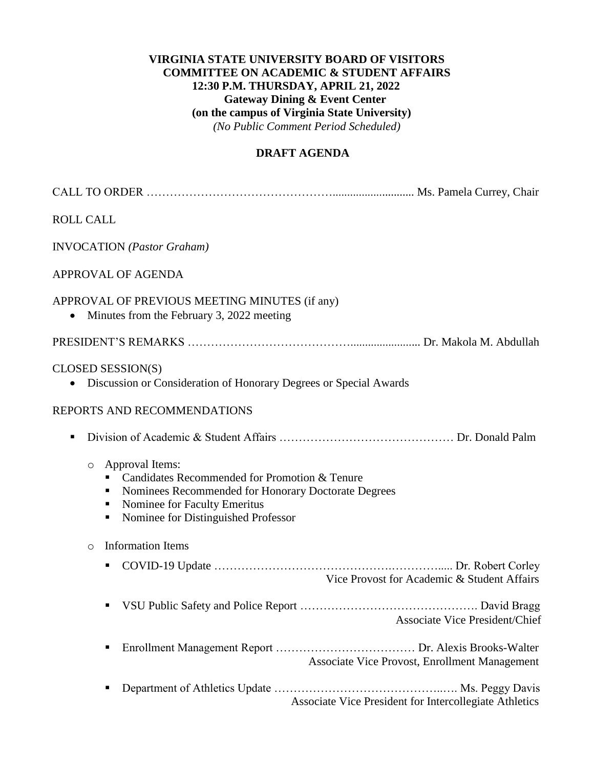**VIRGINIA STATE UNIVERSITY BOARD OF VISITORS**
**COMMITTEE ON ACADEMIC & STUDENT AFFAIRS**
**12:30 P.M. THURSDAY, APRIL 21, 2022**
**Gateway Dining & Event Center**
**(on the campus of Virginia State University)**
*(No Public Comment Period Scheduled)*

**DRAFT AGENDA**

CALL TO ORDER ……………………………………….......................... Ms. Pamela Currey, Chair

ROLL CALL

INVOCATION *(Pastor Graham)*

APPROVAL OF AGENDA

APPROVAL OF PREVIOUS MEETING MINUTES (if any)

- Minutes from the February 3, 2022 meeting

PRESIDENT'S REMARKS …………………………………....................... Dr. Makola M. Abdullah

CLOSED SESSION(S)

- Discussion or Consideration of Honorary Degrees or Special Awards

REPORTS AND RECOMMENDATIONS

- Division of Academic & Student Affairs ……………………………………… Dr. Donald Palm
  - Approval Items:
    - Candidates Recommended for Promotion & Tenure
    - Nominees Recommended for Honorary Doctorate Degrees
    - Nominee for Faculty Emeritus
    - Nominee for Distinguished Professor
  - Information Items
    - COVID-19 Update ……………………………………….……….…..... Dr. Robert Corley
      Vice Provost for Academic & Student Affairs
    - VSU Public Safety and Police Report ………………………………………. David Bragg
      Associate Vice President/Chief
    - Enrollment Management Report ……………………………… Dr. Alexis Brooks-Walter
      Associate Vice Provost, Enrollment Management
    - Department of Athletics Update ……………………………………..…. Ms. Peggy Davis
      Associate Vice President for Intercollegiate Athletics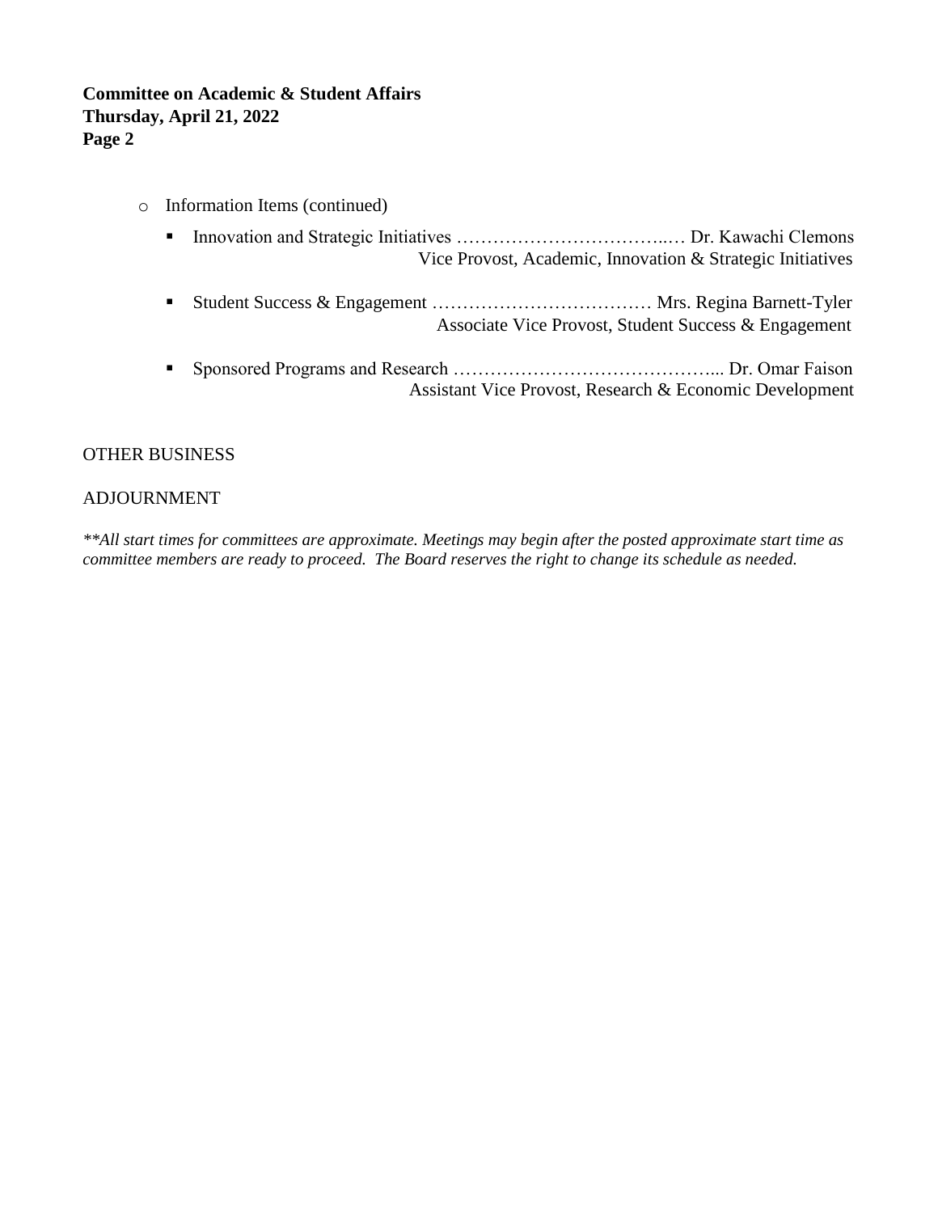- Information Items (continued)
  - Innovation and Strategic Initiatives ……………………………..… Dr. Kawachi Clemons
    Vice Provost, Academic, Innovation & Strategic Initiatives
  - Student Success & Engagement ……………………………… Mrs. Regina Barnett-Tyler
    Associate Vice Provost, Student Success & Engagement
  - Sponsored Programs and Research ……………………………………... Dr. Omar Faison
    Assistant Vice Provost, Research & Economic Development

OTHER BUSINESS

ADJOURNMENT

*\*\*All start times for committees are approximate. Meetings may begin after the posted approximate start time as committee members are ready to proceed. The Board reserves the right to change its schedule as needed.*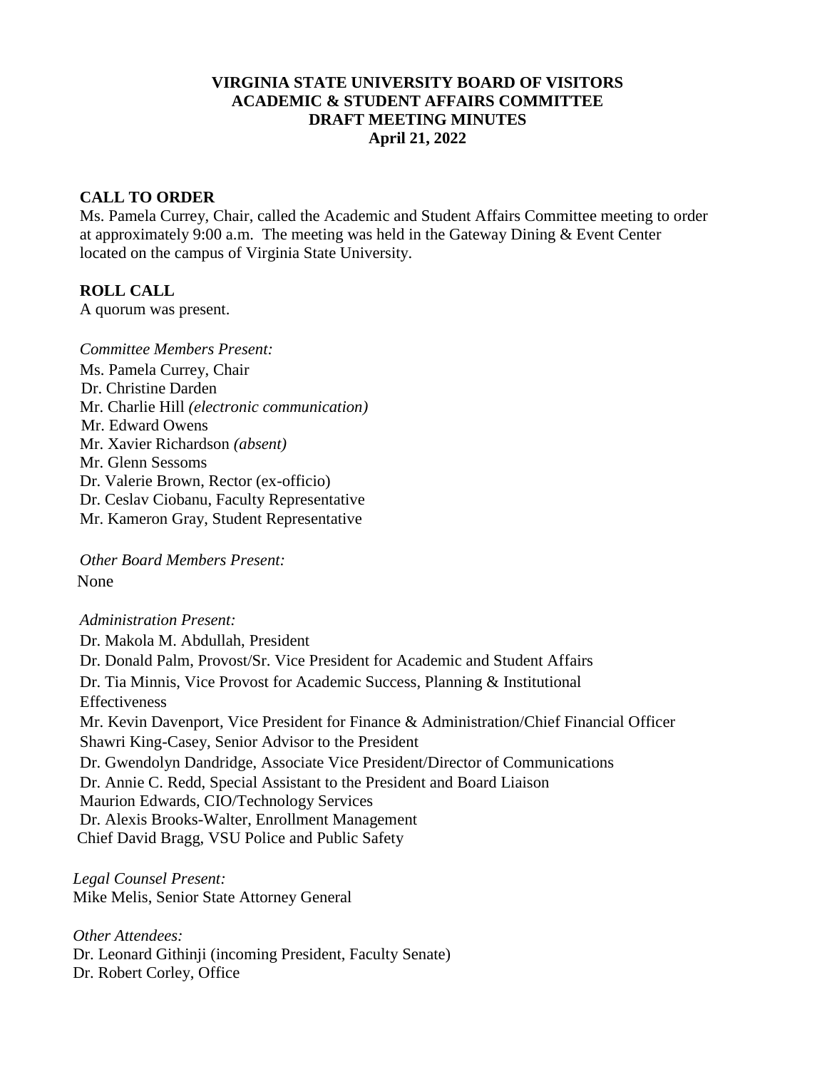**VIRGINIA STATE UNIVERSITY BOARD OF VISITORS**
**ACADEMIC & STUDENT AFFAIRS COMMITTEE**
**DRAFT MEETING MINUTES**
**April 21, 2022**

**CALL TO ORDER**

Ms. Pamela Currey, Chair, called the Academic and Student Affairs Committee meeting to order at approximately 9:00 a.m. The meeting was held in the Gateway Dining & Event Center located on the campus of Virginia State University.

**ROLL CALL**

A quorum was present.

*Committee Members Present:*

Ms. Pamela Currey, Chair
Dr. Christine Darden
Mr. Charlie Hill *(electronic communication)*
Mr. Edward Owens
Mr. Xavier Richardson *(absent)*
Mr. Glenn Sessoms
Dr. Valerie Brown, Rector (ex-officio)
Dr. Ceslav Ciobanu, Faculty Representative
Mr. Kameron Gray, Student Representative

*Other Board Members Present:*

None

*Administration Present:*

Dr. Makola M. Abdullah, President
Dr. Donald Palm, Provost/Sr. Vice President for Academic and Student Affairs
Dr. Tia Minnis, Vice Provost for Academic Success, Planning & Institutional Effectiveness
Mr. Kevin Davenport, Vice President for Finance & Administration/Chief Financial Officer
Shawri King-Casey, Senior Advisor to the President
Dr. Gwendolyn Dandridge, Associate Vice President/Director of Communications
Dr. Annie C. Redd, Special Assistant to the President and Board Liaison
Maurion Edwards, CIO/Technology Services
Dr. Alexis Brooks-Walter, Enrollment Management
Chief David Bragg, VSU Police and Public Safety

*Legal Counsel Present:*

Mike Melis, Senior State Attorney General

*Other Attendees:*

Dr. Leonard Githinji (incoming President, Faculty Senate)
Dr. Robert Corley, Office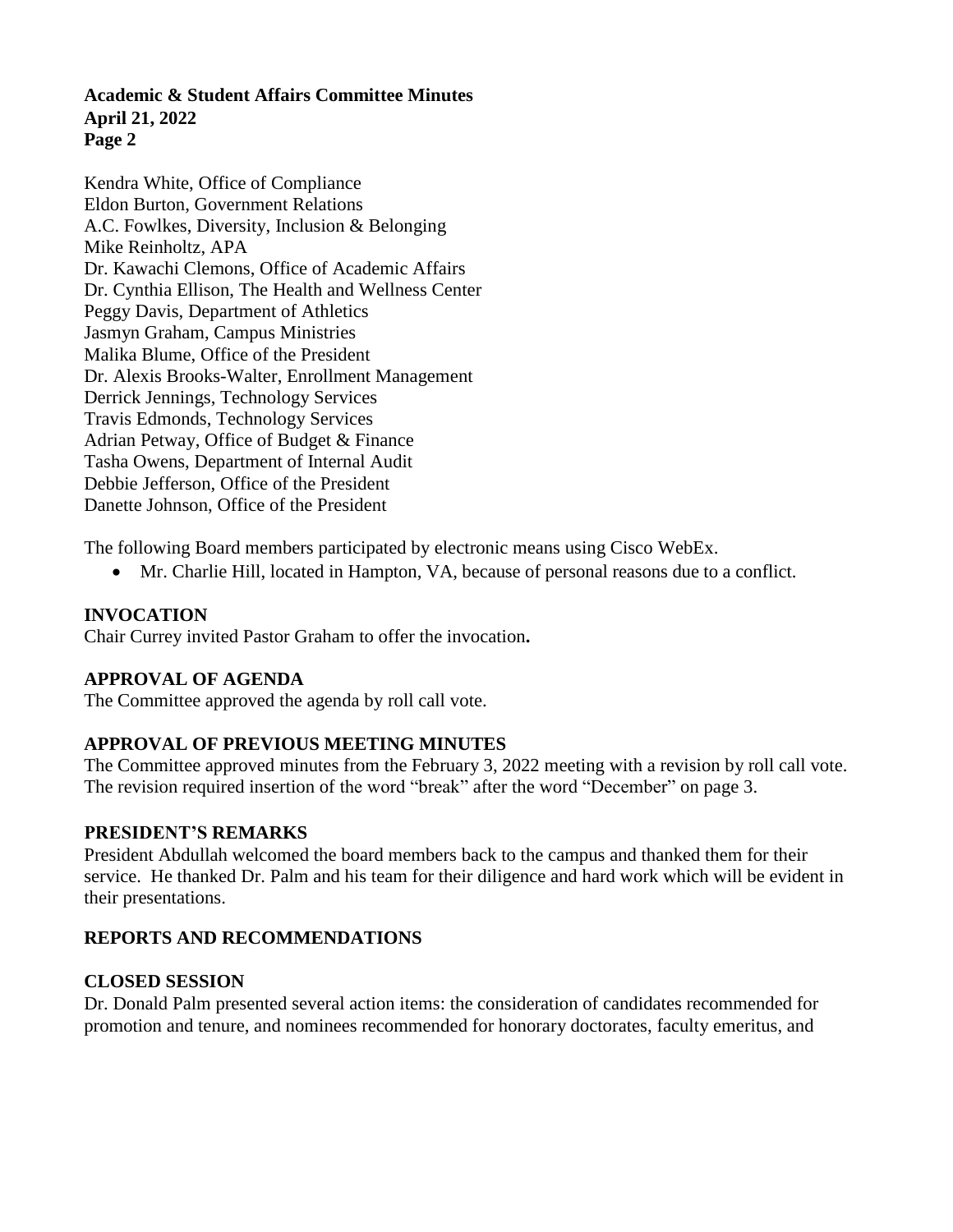Kendra White, Office of Compliance
Eldon Burton, Government Relations
A.C. Fowlkes, Diversity, Inclusion & Belonging
Mike Reinholtz, APA
Dr. Kawachi Clemons, Office of Academic Affairs
Dr. Cynthia Ellison, The Health and Wellness Center
Peggy Davis, Department of Athletics
Jasmyn Graham, Campus Ministries
Malika Blume, Office of the President
Dr. Alexis Brooks-Walter, Enrollment Management
Derrick Jennings, Technology Services
Travis Edmonds, Technology Services
Adrian Petway, Office of Budget & Finance
Tasha Owens, Department of Internal Audit
Debbie Jefferson, Office of the President
Danette Johnson, Office of the President

The following Board members participated by electronic means using Cisco WebEx.

- Mr. Charlie Hill, located in Hampton, VA, because of personal reasons due to a conflict.

## INVOCATION

Chair Currey invited Pastor Graham to offer the invocation**.**

## APPROVAL OF AGENDA

The Committee approved the agenda by roll call vote.

## APPROVAL OF PREVIOUS MEETING MINUTES

The Committee approved minutes from the February 3, 2022 meeting with a revision by roll call vote. The revision required insertion of the word "break" after the word "December" on page 3.

## PRESIDENT'S REMARKS

President Abdullah welcomed the board members back to the campus and thanked them for their service. He thanked Dr. Palm and his team for their diligence and hard work which will be evident in their presentations.

## REPORTS AND RECOMMENDATIONS

## CLOSED SESSION

Dr. Donald Palm presented several action items: the consideration of candidates recommended for promotion and tenure, and nominees recommended for honorary doctorates, faculty emeritus, and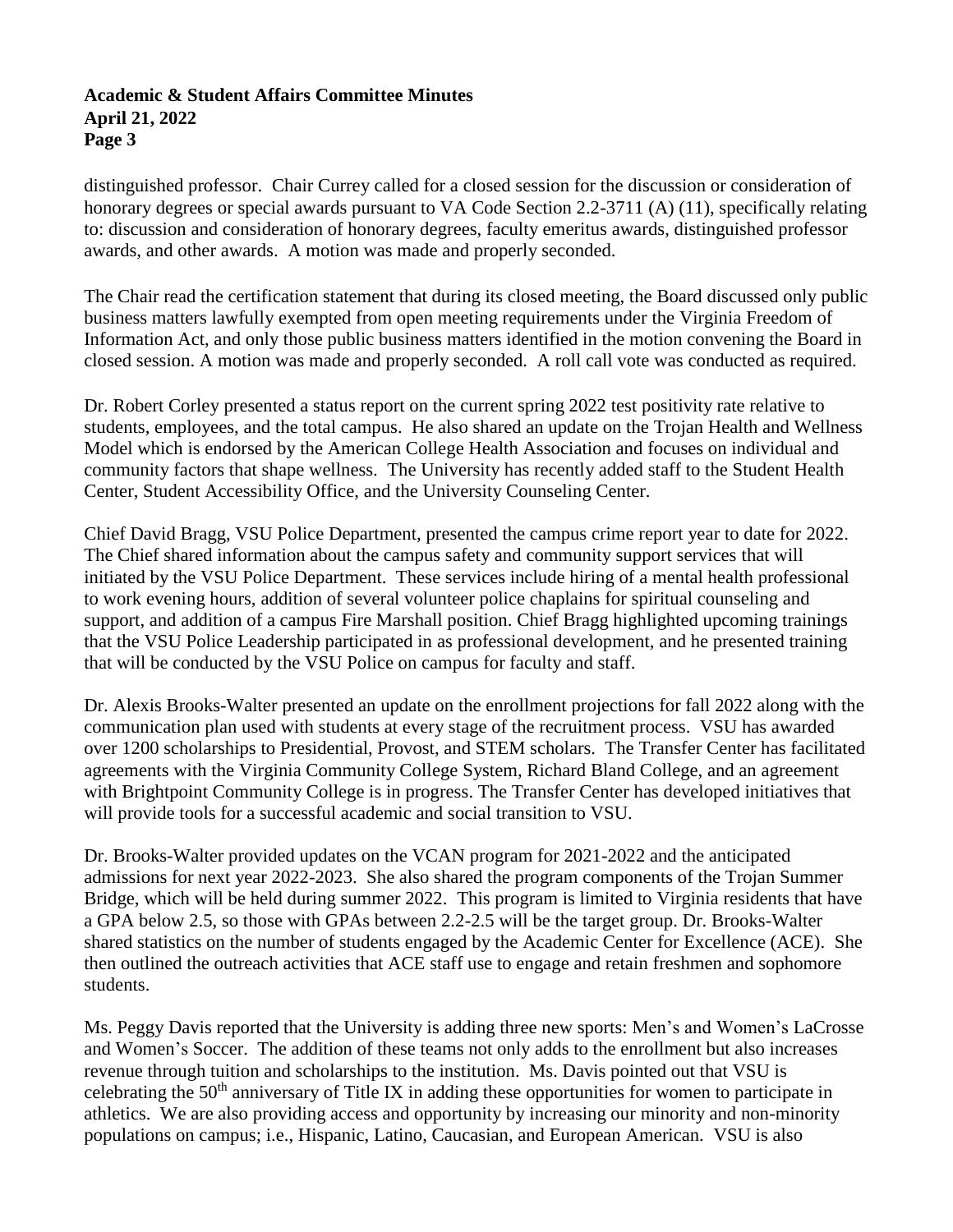distinguished professor. Chair Currey called for a closed session for the discussion or consideration of honorary degrees or special awards pursuant to VA Code Section 2.2-3711 (A) (11), specifically relating to: discussion and consideration of honorary degrees, faculty emeritus awards, distinguished professor awards, and other awards. A motion was made and properly seconded.

The Chair read the certification statement that during its closed meeting, the Board discussed only public business matters lawfully exempted from open meeting requirements under the Virginia Freedom of Information Act, and only those public business matters identified in the motion convening the Board in closed session. A motion was made and properly seconded. A roll call vote was conducted as required.

Dr. Robert Corley presented a status report on the current spring 2022 test positivity rate relative to students, employees, and the total campus. He also shared an update on the Trojan Health and Wellness Model which is endorsed by the American College Health Association and focuses on individual and community factors that shape wellness. The University has recently added staff to the Student Health Center, Student Accessibility Office, and the University Counseling Center.

Chief David Bragg, VSU Police Department, presented the campus crime report year to date for 2022. The Chief shared information about the campus safety and community support services that will initiated by the VSU Police Department. These services include hiring of a mental health professional to work evening hours, addition of several volunteer police chaplains for spiritual counseling and support, and addition of a campus Fire Marshall position. Chief Bragg highlighted upcoming trainings that the VSU Police Leadership participated in as professional development, and he presented training that will be conducted by the VSU Police on campus for faculty and staff.

Dr. Alexis Brooks-Walter presented an update on the enrollment projections for fall 2022 along with the communication plan used with students at every stage of the recruitment process. VSU has awarded over 1200 scholarships to Presidential, Provost, and STEM scholars. The Transfer Center has facilitated agreements with the Virginia Community College System, Richard Bland College, and an agreement with Brightpoint Community College is in progress. The Transfer Center has developed initiatives that will provide tools for a successful academic and social transition to VSU.

Dr. Brooks-Walter provided updates on the VCAN program for 2021-2022 and the anticipated admissions for next year 2022-2023. She also shared the program components of the Trojan Summer Bridge, which will be held during summer 2022. This program is limited to Virginia residents that have a GPA below 2.5, so those with GPAs between 2.2-2.5 will be the target group. Dr. Brooks-Walter shared statistics on the number of students engaged by the Academic Center for Excellence (ACE). She then outlined the outreach activities that ACE staff use to engage and retain freshmen and sophomore students.

Ms. Peggy Davis reported that the University is adding three new sports: Men's and Women's LaCrosse and Women's Soccer. The addition of these teams not only adds to the enrollment but also increases revenue through tuition and scholarships to the institution. Ms. Davis pointed out that VSU is celebrating the 50th anniversary of Title IX in adding these opportunities for women to participate in athletics. We are also providing access and opportunity by increasing our minority and non-minority populations on campus; i.e., Hispanic, Latino, Caucasian, and European American. VSU is also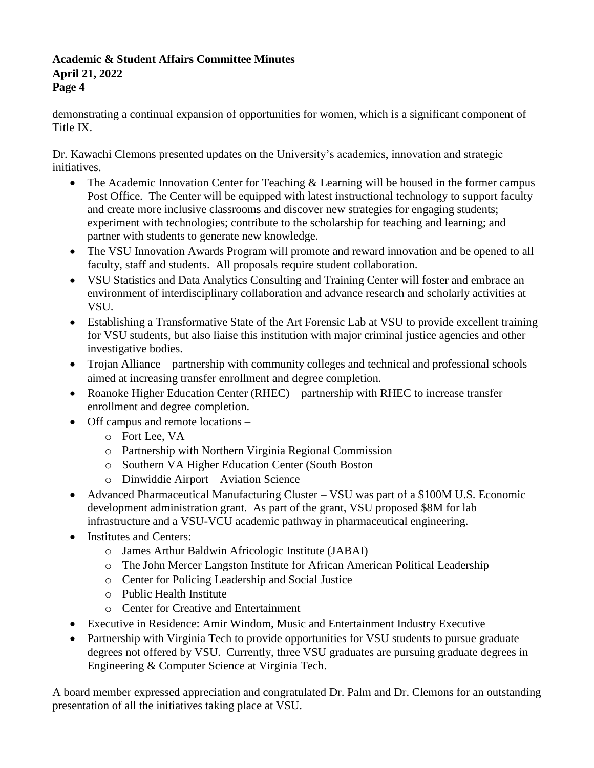demonstrating a continual expansion of opportunities for women, which is a significant component of Title IX.

Dr. Kawachi Clemons presented updates on the University's academics, innovation and strategic initiatives.

- The Academic Innovation Center for Teaching & Learning will be housed in the former campus Post Office. The Center will be equipped with latest instructional technology to support faculty and create more inclusive classrooms and discover new strategies for engaging students; experiment with technologies; contribute to the scholarship for teaching and learning; and partner with students to generate new knowledge.
- The VSU Innovation Awards Program will promote and reward innovation and be opened to all faculty, staff and students. All proposals require student collaboration.
- VSU Statistics and Data Analytics Consulting and Training Center will foster and embrace an environment of interdisciplinary collaboration and advance research and scholarly activities at VSU.
- Establishing a Transformative State of the Art Forensic Lab at VSU to provide excellent training for VSU students, but also liaise this institution with major criminal justice agencies and other investigative bodies.
- Trojan Alliance – partnership with community colleges and technical and professional schools aimed at increasing transfer enrollment and degree completion.
- Roanoke Higher Education Center (RHEC) – partnership with RHEC to increase transfer enrollment and degree completion.
- Off campus and remote locations –
  - Fort Lee, VA
  - Partnership with Northern Virginia Regional Commission
  - Southern VA Higher Education Center (South Boston
  - Dinwiddie Airport – Aviation Science
- Advanced Pharmaceutical Manufacturing Cluster – VSU was part of a $100M U.S. Economic development administration grant. As part of the grant, VSU proposed $8M for lab infrastructure and a VSU-VCU academic pathway in pharmaceutical engineering.
- Institutes and Centers:
  - James Arthur Baldwin Africologic Institute (JABAI)
  - The John Mercer Langston Institute for African American Political Leadership
  - Center for Policing Leadership and Social Justice
  - Public Health Institute
  - Center for Creative and Entertainment
- Executive in Residence: Amir Windom, Music and Entertainment Industry Executive
- Partnership with Virginia Tech to provide opportunities for VSU students to pursue graduate degrees not offered by VSU. Currently, three VSU graduates are pursuing graduate degrees in Engineering & Computer Science at Virginia Tech.

A board member expressed appreciation and congratulated Dr. Palm and Dr. Clemons for an outstanding presentation of all the initiatives taking place at VSU.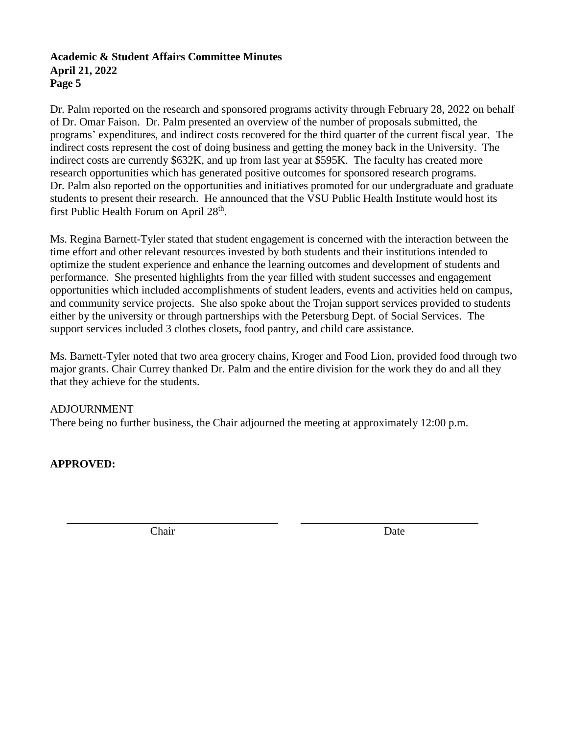Dr. Palm reported on the research and sponsored programs activity through February 28, 2022 on behalf of Dr. Omar Faison. Dr. Palm presented an overview of the number of proposals submitted, the programs' expenditures, and indirect costs recovered for the third quarter of the current fiscal year. The indirect costs represent the cost of doing business and getting the money back in the University. The indirect costs are currently $632K, and up from last year at $595K. The faculty has created more research opportunities which has generated positive outcomes for sponsored research programs. Dr. Palm also reported on the opportunities and initiatives promoted for our undergraduate and graduate students to present their research. He announced that the VSU Public Health Institute would host its first Public Health Forum on April 28th.

Ms. Regina Barnett-Tyler stated that student engagement is concerned with the interaction between the time effort and other relevant resources invested by both students and their institutions intended to optimize the student experience and enhance the learning outcomes and development of students and performance. She presented highlights from the year filled with student successes and engagement opportunities which included accomplishments of student leaders, events and activities held on campus, and community service projects. She also spoke about the Trojan support services provided to students either by the university or through partnerships with the Petersburg Dept. of Social Services. The support services included 3 clothes closets, food pantry, and child care assistance.

Ms. Barnett-Tyler noted that two area grocery chains, Kroger and Food Lion, provided food through two major grants. Chair Currey thanked Dr. Palm and the entire division for the work they do and all they that they achieve for the students.

ADJOURNMENT

There being no further business, the Chair adjourned the meeting at approximately 12:00 p.m.

**APPROVED:**

| | |
|---|---|
| Chair | Date |